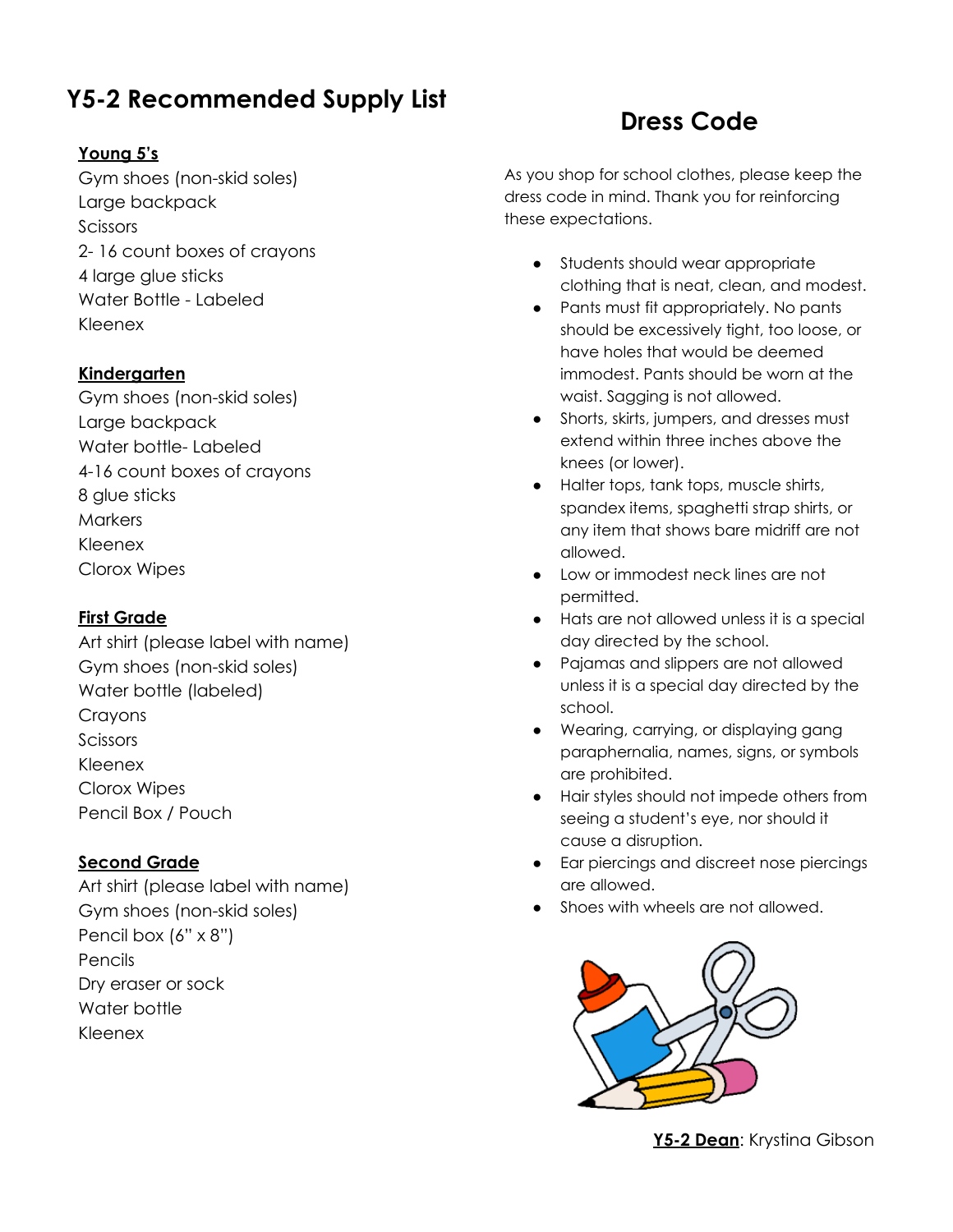# Y5-2 Recommended Supply List

**Young 5's**

Gym shoes (non-skid soles)
Large backpack
Scissors
2- 16 count boxes of crayons
4 large glue sticks
Water Bottle - Labeled
Kleenex

**Kindergarten**

Gym shoes (non-skid soles)
Large backpack
Water bottle- Labeled
4-16 count boxes of crayons
8 glue sticks
Markers
Kleenex
Clorox Wipes

**First Grade**

Art shirt (please label with name)
Gym shoes (non-skid soles)
Water bottle (labeled)
Crayons
Scissors
Kleenex
Clorox Wipes
Pencil Box / Pouch

**Second Grade**

Art shirt (please label with name)
Gym shoes (non-skid soles)
Pencil box (6" x 8")
Pencils
Dry eraser or sock
Water bottle
Kleenex

## Dress Code

As you shop for school clothes, please keep the dress code in mind. Thank you for reinforcing these expectations.

- Students should wear appropriate clothing that is neat, clean, and modest.
- Pants must fit appropriately. No pants should be excessively tight, too loose, or have holes that would be deemed immodest. Pants should be worn at the waist. Sagging is not allowed.
- Shorts, skirts, jumpers, and dresses must extend within three inches above the knees (or lower).
- Halter tops, tank tops, muscle shirts, spandex items, spaghetti strap shirts, or any item that shows bare midriff are not allowed.
- Low or immodest neck lines are not permitted.
- Hats are not allowed unless it is a special day directed by the school.
- Pajamas and slippers are not allowed unless it is a special day directed by the school.
- Wearing, carrying, or displaying gang paraphernalia, names, signs, or symbols are prohibited.
- Hair styles should not impede others from seeing a student's eye, nor should it cause a disruption.
- Ear piercings and discreet nose piercings are allowed.
- Shoes with wheels are not allowed.

**Y5-2 Dean**: Krystina Gibson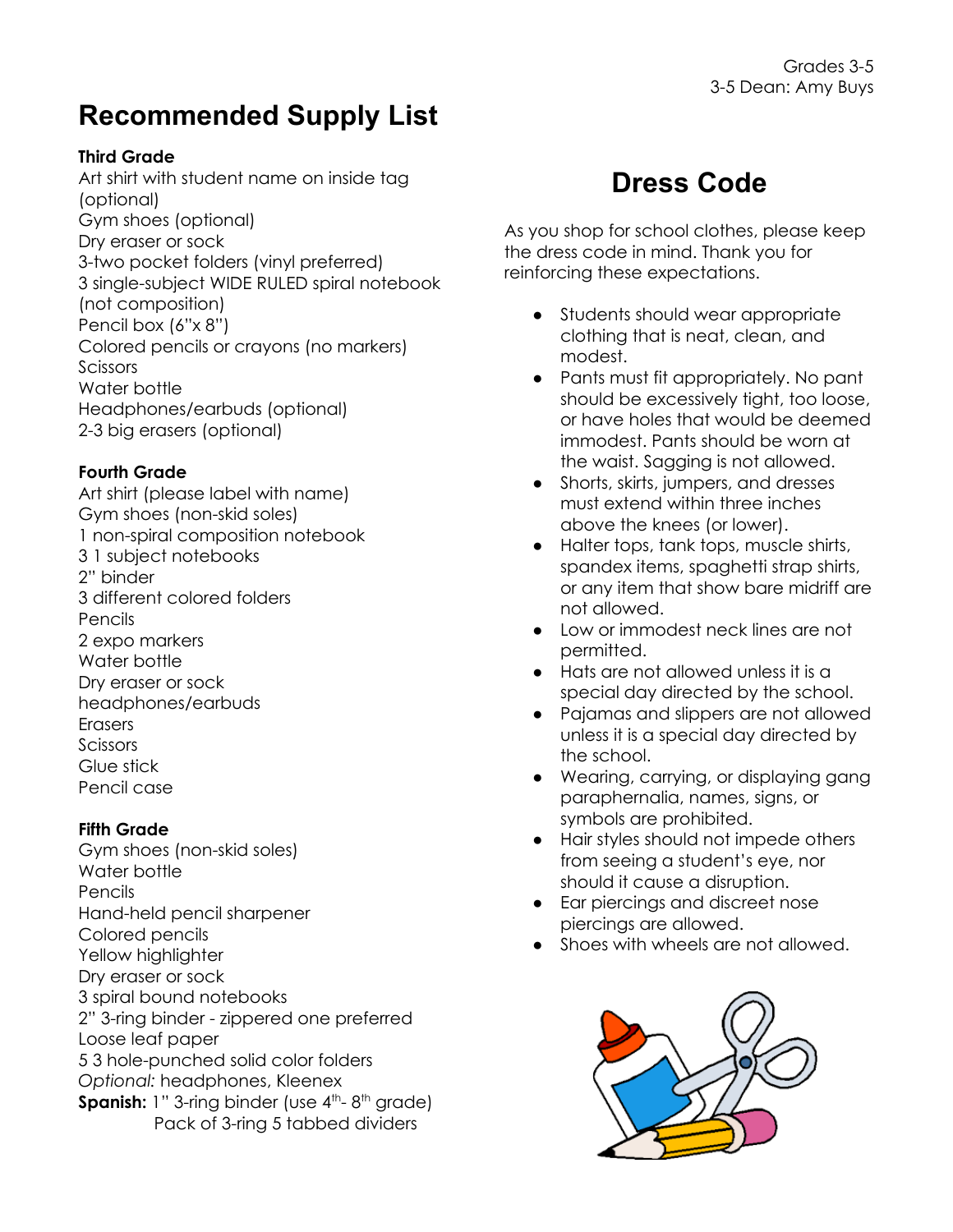Grades 3-5
3-5 Dean: Amy Buys

# Recommended Supply List

**Third Grade**

Art shirt with student name on inside tag (optional)
Gym shoes (optional)
Dry eraser or sock
3-two pocket folders (vinyl preferred)
3 single-subject WIDE RULED spiral notebook (not composition)
Pencil box (6"x 8")
Colored pencils or crayons (no markers)
Scissors
Water bottle
Headphones/earbuds (optional)
2-3 big erasers (optional)

**Fourth Grade**

Art shirt (please label with name)
Gym shoes (non-skid soles)
1 non-spiral composition notebook
3 1 subject notebooks
2" binder
3 different colored folders
Pencils
2 expo markers
Water bottle
Dry eraser or sock
headphones/earbuds
Erasers
Scissors
Glue stick
Pencil case

**Fifth Grade**

Gym shoes (non-skid soles)
Water bottle
Pencils
Hand-held pencil sharpener
Colored pencils
Yellow highlighter
Dry eraser or sock
3 spiral bound notebooks
2" 3-ring binder - zippered one preferred
Loose leaf paper
5 3 hole-punched solid color folders
*Optional:* headphones, Kleenex
**Spanish:** 1" 3-ring binder (use 4th- 8th grade)
Pack of 3-ring 5 tabbed dividers

# Dress Code

As you shop for school clothes, please keep the dress code in mind. Thank you for reinforcing these expectations.

- Students should wear appropriate clothing that is neat, clean, and modest.
- Pants must fit appropriately. No pant should be excessively tight, too loose, or have holes that would be deemed immodest. Pants should be worn at the waist. Sagging is not allowed.
- Shorts, skirts, jumpers, and dresses must extend within three inches above the knees (or lower).
- Halter tops, tank tops, muscle shirts, spandex items, spaghetti strap shirts, or any item that show bare midriff are not allowed.
- Low or immodest neck lines are not permitted.
- Hats are not allowed unless it is a special day directed by the school.
- Pajamas and slippers are not allowed unless it is a special day directed by the school.
- Wearing, carrying, or displaying gang paraphernalia, names, signs, or symbols are prohibited.
- Hair styles should not impede others from seeing a student's eye, nor should it cause a disruption.
- Ear piercings and discreet nose piercings are allowed.
- Shoes with wheels are not allowed.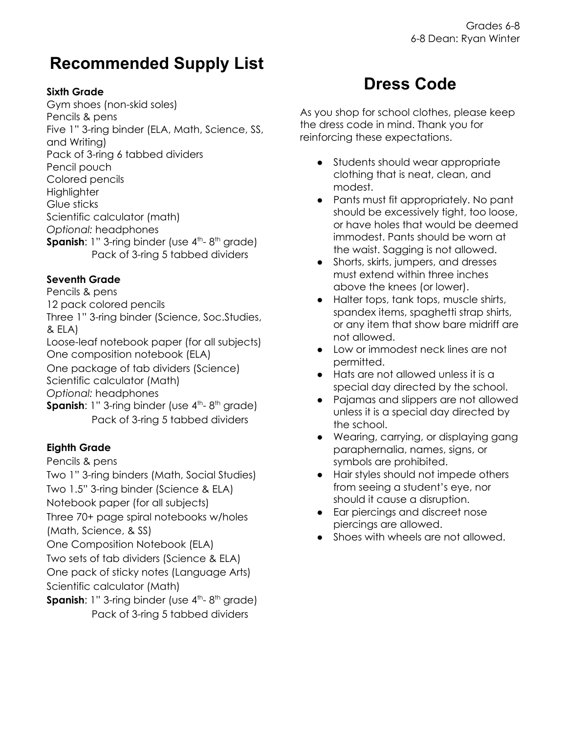Grades 6-8
6-8 Dean: Ryan Winter

# Recommended Supply List

**Sixth Grade**

Gym shoes (non-skid soles)
Pencils & pens
Five 1" 3-ring binder (ELA, Math, Science, SS, and Writing)
Pack of 3-ring 6 tabbed dividers
Pencil pouch
Colored pencils
Highlighter
Glue sticks
Scientific calculator (math)
*Optional:* headphones
**Spanish**: 1" 3-ring binder (use 4th- 8th grade)
Pack of 3-ring 5 tabbed dividers

**Seventh Grade**

Pencils & pens
12 pack colored pencils
Three 1" 3-ring binder (Science, Soc.Studies, & ELA)
Loose-leaf notebook paper (for all subjects)
One composition notebook (ELA)
One package of tab dividers (Science)
Scientific calculator (Math)
*Optional:* headphones
**Spanish**: 1" 3-ring binder (use 4th- 8th grade)
Pack of 3-ring 5 tabbed dividers

**Eighth Grade**

Pencils & pens
Two 1" 3-ring binders (Math, Social Studies)
Two 1.5" 3-ring binder (Science & ELA)
Notebook paper (for all subjects)
Three 70+ page spiral notebooks w/holes (Math, Science, & SS)
One Composition Notebook (ELA)
Two sets of tab dividers (Science & ELA)
One pack of sticky notes (Language Arts)
Scientific calculator (Math)
**Spanish**: 1" 3-ring binder (use 4th- 8th grade)
Pack of 3-ring 5 tabbed dividers

# Dress Code

As you shop for school clothes, please keep the dress code in mind. Thank you for reinforcing these expectations.

- Students should wear appropriate clothing that is neat, clean, and modest.
- Pants must fit appropriately. No pant should be excessively tight, too loose, or have holes that would be deemed immodest. Pants should be worn at the waist. Sagging is not allowed.
- Shorts, skirts, jumpers, and dresses must extend within three inches above the knees (or lower).
- Halter tops, tank tops, muscle shirts, spandex items, spaghetti strap shirts, or any item that show bare midriff are not allowed.
- Low or immodest neck lines are not permitted.
- Hats are not allowed unless it is a special day directed by the school.
- Pajamas and slippers are not allowed unless it is a special day directed by the school.
- Wearing, carrying, or displaying gang paraphernalia, names, signs, or symbols are prohibited.
- Hair styles should not impede others from seeing a student's eye, nor should it cause a disruption.
- Ear piercings and discreet nose piercings are allowed.
- Shoes with wheels are not allowed.